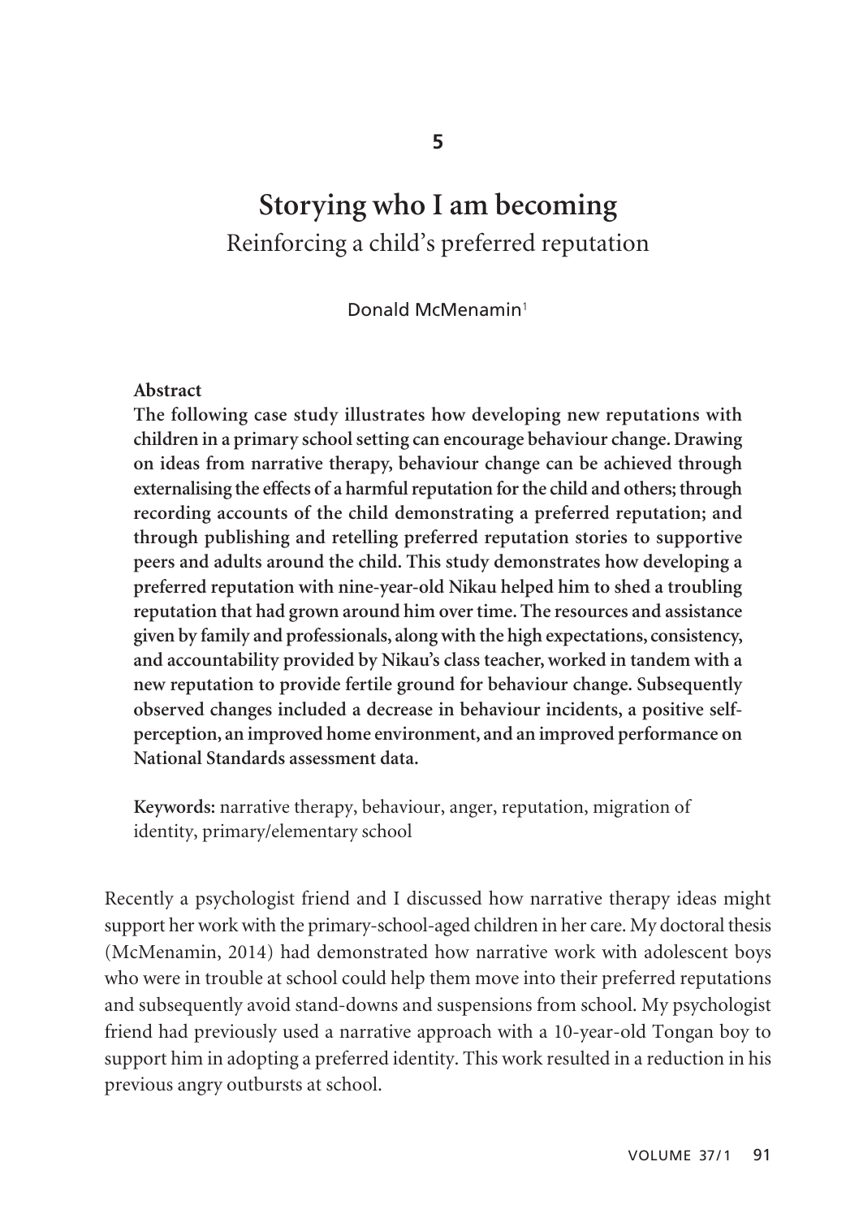5

# Storying who I am becoming

## Reinforcing a child's preferred reputation

Donald McMenamin[1]

**Abstract**

**The following case study illustrates how developing new reputations with children in a primary school setting can encourage behaviour change. Drawing on ideas from narrative therapy, behaviour change can be achieved through externalising the effects of a harmful reputation for the child and others; through recording accounts of the child demonstrating a preferred reputation; and through publishing and retelling preferred reputation stories to supportive peers and adults around the child. This study demonstrates how developing a preferred reputation with nine-year-old Nikau helped him to shed a troubling reputation that had grown around him over time. The resources and assistance given by family and professionals, along with the high expectations, consistency, and accountability provided by Nikau's class teacher, worked in tandem with a new reputation to provide fertile ground for behaviour change. Subsequently observed changes included a decrease in behaviour incidents, a positive self-perception, an improved home environment, and an improved performance on National Standards assessment data.**

**Keywords:** narrative therapy, behaviour, anger, reputation, migration of identity, primary/elementary school

Recently a psychologist friend and I discussed how narrative therapy ideas might support her work with the primary-school-aged children in her care. My doctoral thesis (McMenamin, 2014) had demonstrated how narrative work with adolescent boys who were in trouble at school could help them move into their preferred reputations and subsequently avoid stand-downs and suspensions from school. My psychologist friend had previously used a narrative approach with a 10-year-old Tongan boy to support him in adopting a preferred identity. This work resulted in a reduction in his previous angry outbursts at school.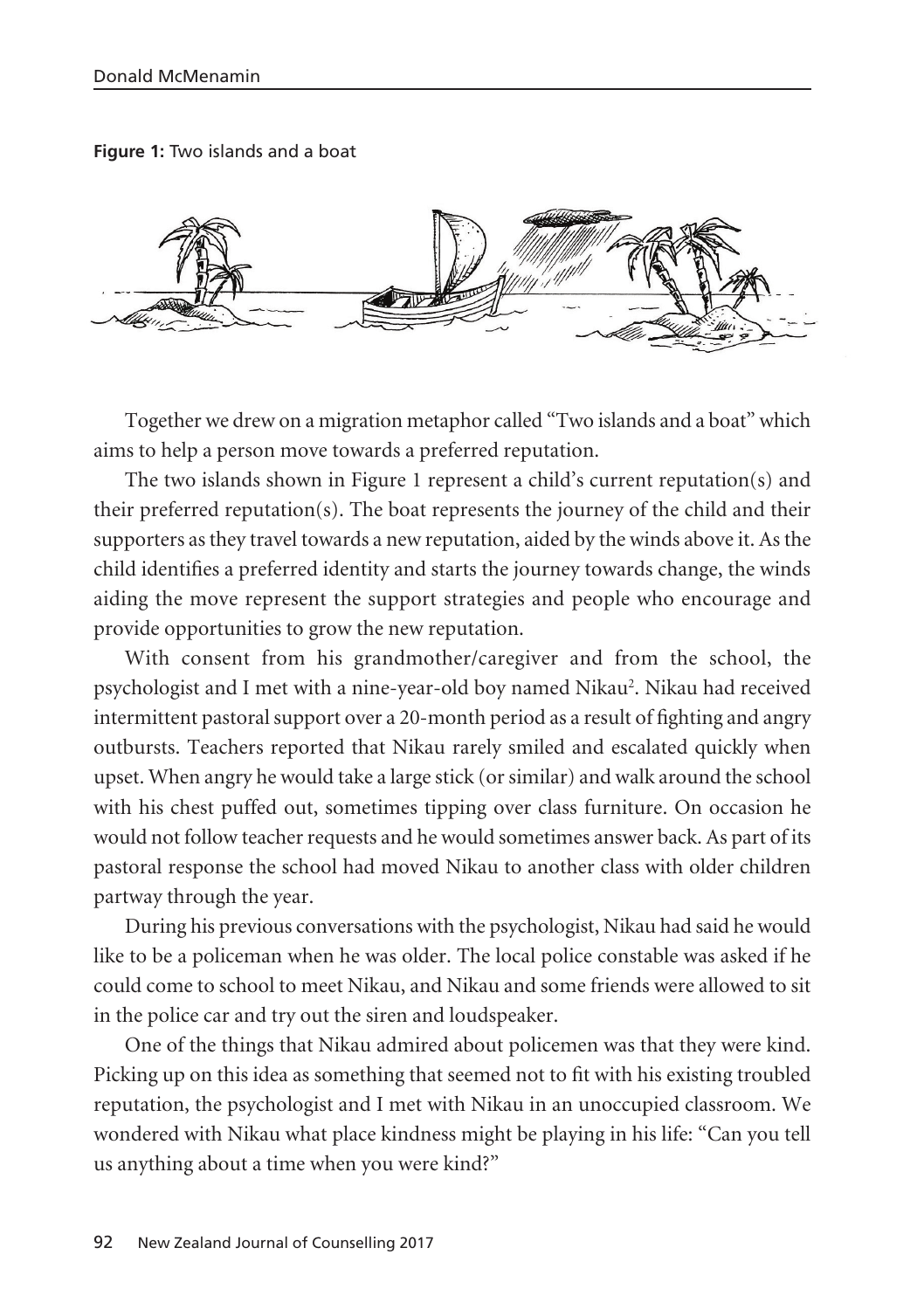**Figure 1:** Two islands and a boat

Together we drew on a migration metaphor called "Two islands and a boat" which aims to help a person move towards a preferred reputation.

The two islands shown in Figure 1 represent a child's current reputation(s) and their preferred reputation(s). The boat represents the journey of the child and their supporters as they travel towards a new reputation, aided by the winds above it. As the child identifies a preferred identity and starts the journey towards change, the winds aiding the move represent the support strategies and people who encourage and provide opportunities to grow the new reputation.

With consent from his grandmother/caregiver and from the school, the psychologist and I met with a nine-year-old boy named Nikau[2]. Nikau had received intermittent pastoral support over a 20-month period as a result of fighting and angry outbursts. Teachers reported that Nikau rarely smiled and escalated quickly when upset. When angry he would take a large stick (or similar) and walk around the school with his chest puffed out, sometimes tipping over class furniture. On occasion he would not follow teacher requests and he would sometimes answer back. As part of its pastoral response the school had moved Nikau to another class with older children partway through the year.

During his previous conversations with the psychologist, Nikau had said he would like to be a policeman when he was older. The local police constable was asked if he could come to school to meet Nikau, and Nikau and some friends were allowed to sit in the police car and try out the siren and loudspeaker.

One of the things that Nikau admired about policemen was that they were kind. Picking up on this idea as something that seemed not to fit with his existing troubled reputation, the psychologist and I met with Nikau in an unoccupied classroom. We wondered with Nikau what place kindness might be playing in his life: "Can you tell us anything about a time when you were kind?"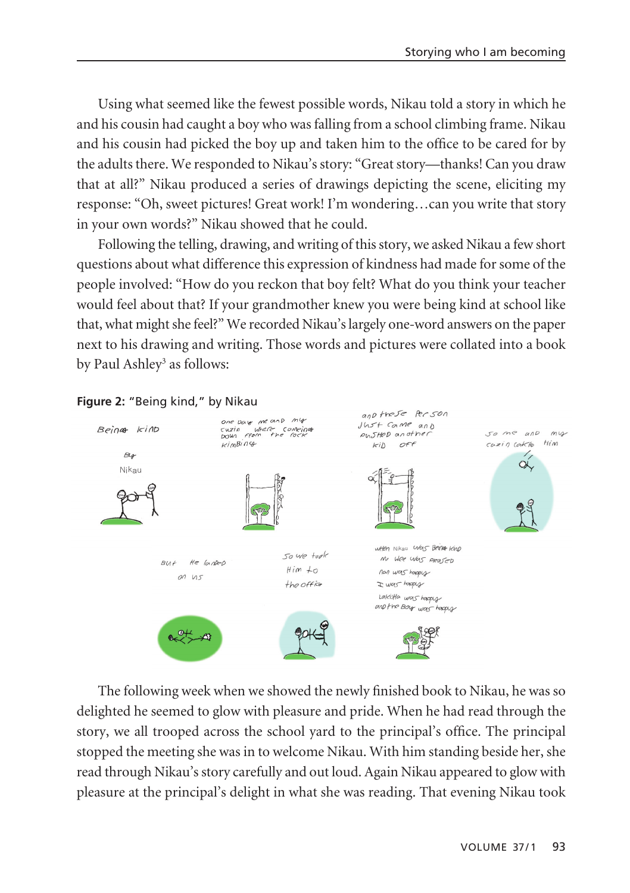Using what seemed like the fewest possible words, Nikau told a story in which he and his cousin had caught a boy who was falling from a school climbing frame. Nikau and his cousin had picked the boy up and taken him to the office to be cared for by the adults there. We responded to Nikau's story: "Great story—thanks! Can you draw that at all?" Nikau produced a series of drawings depicting the scene, eliciting my response: "Oh, sweet pictures! Great work! I'm wondering…can you write that story in your own words?" Nikau showed that he could.

Following the telling, drawing, and writing of this story, we asked Nikau a few short questions about what difference this expression of kindness had made for some of the people involved: "How do you reckon that boy felt? What do you think your teacher would feel about that? If your grandmother knew you were being kind at school like that, what might she feel?" We recorded Nikau's largely one-word answers on the paper next to his drawing and writing. Those words and pictures were collated into a book by Paul Ashley[3] as follows:

**Figure 2:** "Being kind," by Nikau

The following week when we showed the newly finished book to Nikau, he was so delighted he seemed to glow with pleasure and pride. When he had read through the story, we all trooped across the school yard to the principal's office. The principal stopped the meeting she was in to welcome Nikau. With him standing beside her, she read through Nikau's story carefully and out loud. Again Nikau appeared to glow with pleasure at the principal's delight in what she was reading. That evening Nikau took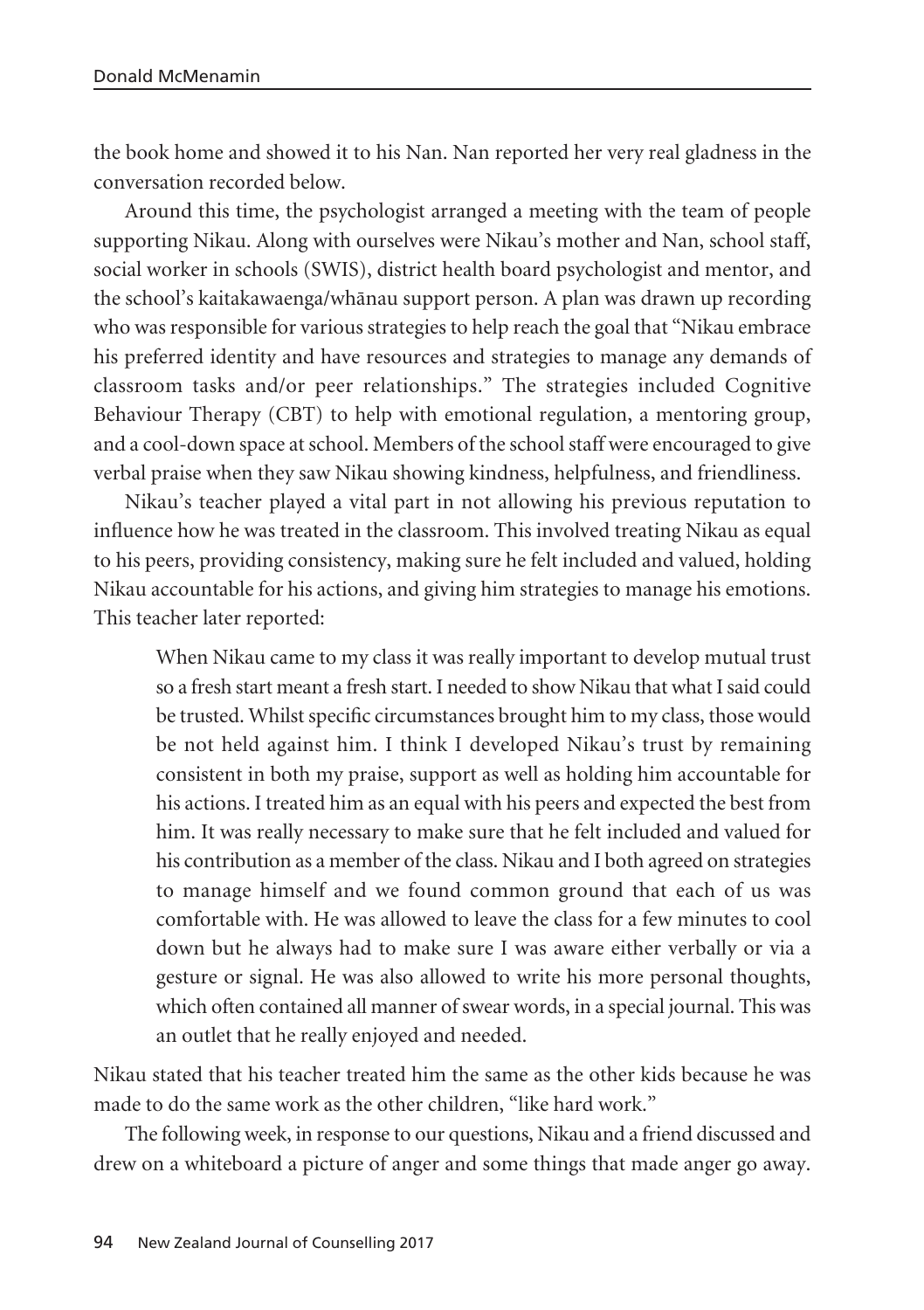the book home and showed it to his Nan. Nan reported her very real gladness in the conversation recorded below.

Around this time, the psychologist arranged a meeting with the team of people supporting Nikau. Along with ourselves were Nikau's mother and Nan, school staff, social worker in schools (SWIS), district health board psychologist and mentor, and the school's kaitakawaenga/whānau support person. A plan was drawn up recording who was responsible for various strategies to help reach the goal that "Nikau embrace his preferred identity and have resources and strategies to manage any demands of classroom tasks and/or peer relationships." The strategies included Cognitive Behaviour Therapy (CBT) to help with emotional regulation, a mentoring group, and a cool-down space at school. Members of the school staff were encouraged to give verbal praise when they saw Nikau showing kindness, helpfulness, and friendliness.

Nikau's teacher played a vital part in not allowing his previous reputation to influence how he was treated in the classroom. This involved treating Nikau as equal to his peers, providing consistency, making sure he felt included and valued, holding Nikau accountable for his actions, and giving him strategies to manage his emotions. This teacher later reported:

> When Nikau came to my class it was really important to develop mutual trust so a fresh start meant a fresh start. I needed to show Nikau that what I said could be trusted. Whilst specific circumstances brought him to my class, those would be not held against him. I think I developed Nikau's trust by remaining consistent in both my praise, support as well as holding him accountable for his actions. I treated him as an equal with his peers and expected the best from him. It was really necessary to make sure that he felt included and valued for his contribution as a member of the class. Nikau and I both agreed on strategies to manage himself and we found common ground that each of us was comfortable with. He was allowed to leave the class for a few minutes to cool down but he always had to make sure I was aware either verbally or via a gesture or signal. He was also allowed to write his more personal thoughts, which often contained all manner of swear words, in a special journal. This was an outlet that he really enjoyed and needed.

Nikau stated that his teacher treated him the same as the other kids because he was made to do the same work as the other children, "like hard work."

The following week, in response to our questions, Nikau and a friend discussed and drew on a whiteboard a picture of anger and some things that made anger go away.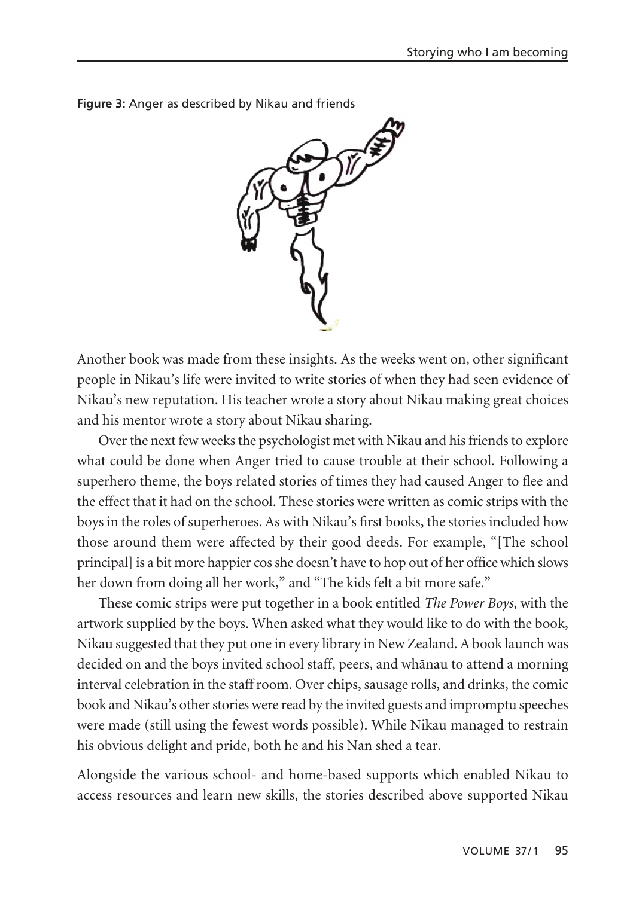**Figure 3:** Anger as described by Nikau and friends

Another book was made from these insights. As the weeks went on, other significant people in Nikau's life were invited to write stories of when they had seen evidence of Nikau's new reputation. His teacher wrote a story about Nikau making great choices and his mentor wrote a story about Nikau sharing.

Over the next few weeks the psychologist met with Nikau and his friends to explore what could be done when Anger tried to cause trouble at their school. Following a superhero theme, the boys related stories of times they had caused Anger to flee and the effect that it had on the school. These stories were written as comic strips with the boys in the roles of superheroes. As with Nikau's first books, the stories included how those around them were affected by their good deeds. For example, "[The school principal] is a bit more happier cos she doesn't have to hop out of her office which slows her down from doing all her work," and "The kids felt a bit more safe."

These comic strips were put together in a book entitled *The Power Boys*, with the artwork supplied by the boys. When asked what they would like to do with the book, Nikau suggested that they put one in every library in New Zealand. A book launch was decided on and the boys invited school staff, peers, and whānau to attend a morning interval celebration in the staff room. Over chips, sausage rolls, and drinks, the comic book and Nikau's other stories were read by the invited guests and impromptu speeches were made (still using the fewest words possible). While Nikau managed to restrain his obvious delight and pride, both he and his Nan shed a tear.

Alongside the various school- and home-based supports which enabled Nikau to access resources and learn new skills, the stories described above supported Nikau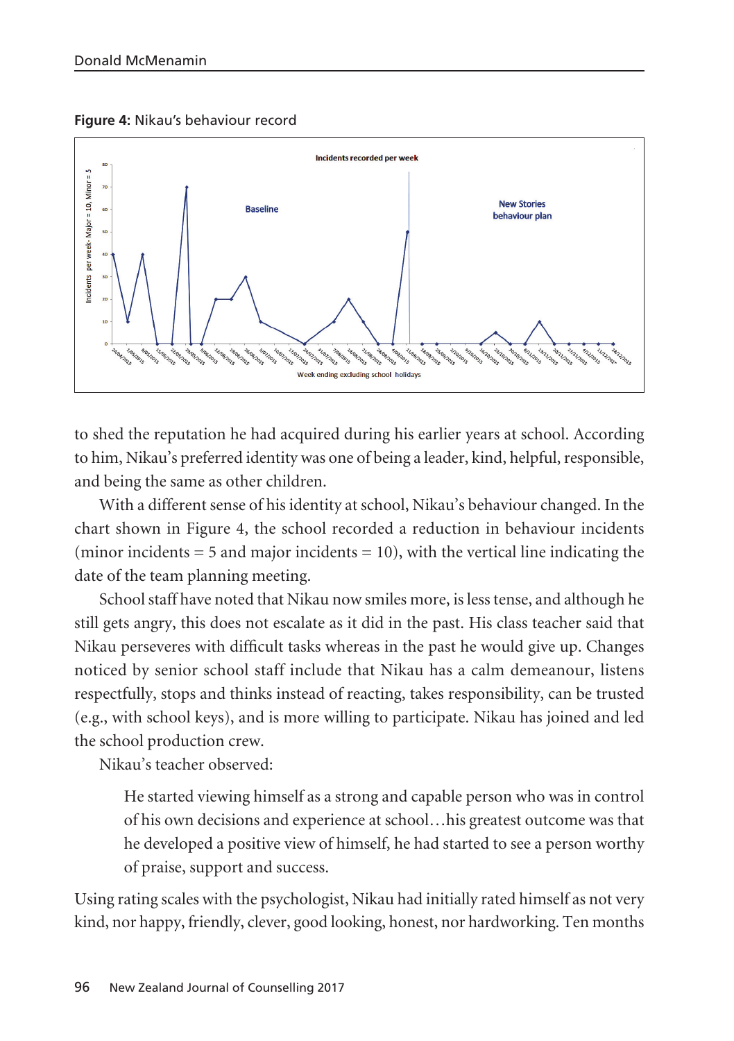**Figure 4:** Nikau's behaviour record

to shed the reputation he had acquired during his earlier years at school. According to him, Nikau's preferred identity was one of being a leader, kind, helpful, responsible, and being the same as other children.

With a different sense of his identity at school, Nikau's behaviour changed. In the chart shown in Figure 4, the school recorded a reduction in behaviour incidents (minor incidents = 5 and major incidents = 10), with the vertical line indicating the date of the team planning meeting.

School staff have noted that Nikau now smiles more, is less tense, and although he still gets angry, this does not escalate as it did in the past. His class teacher said that Nikau perseveres with difficult tasks whereas in the past he would give up. Changes noticed by senior school staff include that Nikau has a calm demeanour, listens respectfully, stops and thinks instead of reacting, takes responsibility, can be trusted (e.g., with school keys), and is more willing to participate. Nikau has joined and led the school production crew.

Nikau's teacher observed:

> He started viewing himself as a strong and capable person who was in control of his own decisions and experience at school…his greatest outcome was that he developed a positive view of himself, he had started to see a person worthy of praise, support and success.

Using rating scales with the psychologist, Nikau had initially rated himself as not very kind, nor happy, friendly, clever, good looking, honest, nor hardworking. Ten months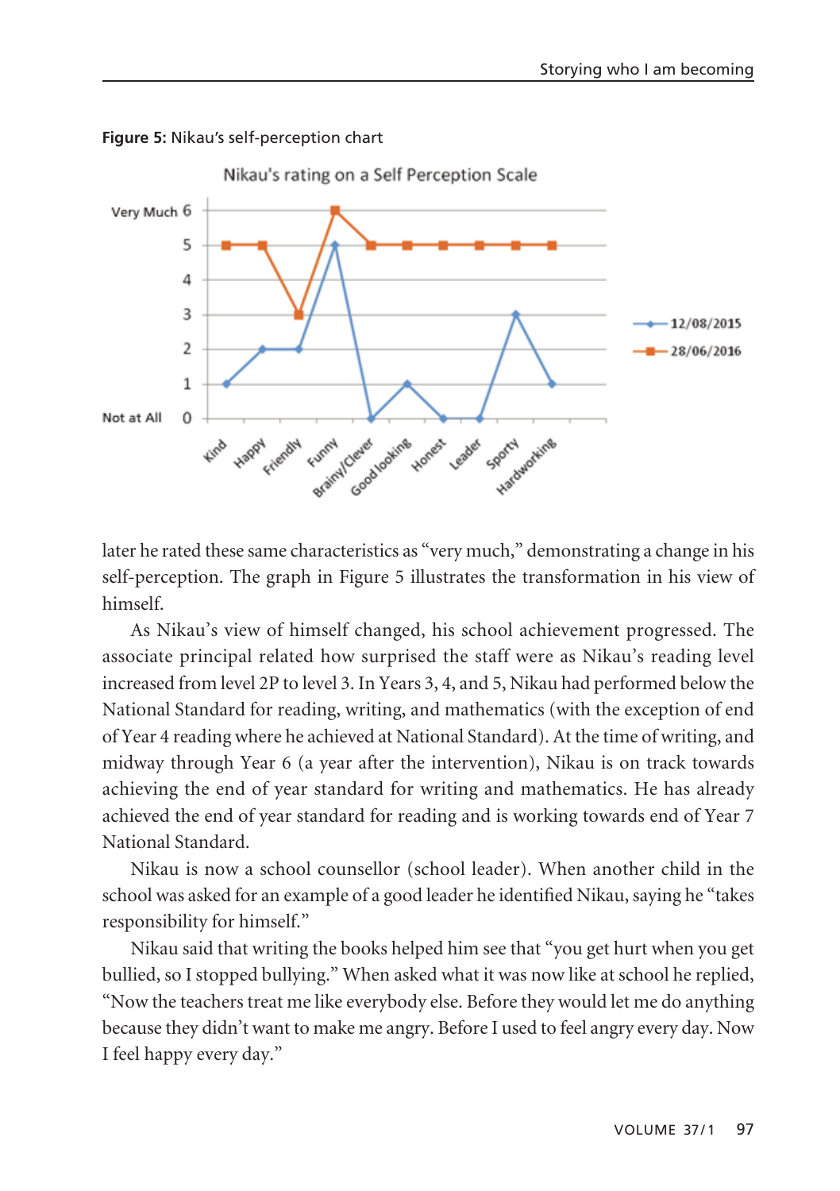**Figure 5:** Nikau's self-perception chart

later he rated these same characteristics as "very much," demonstrating a change in his self-perception. The graph in Figure 5 illustrates the transformation in his view of himself.

As Nikau's view of himself changed, his school achievement progressed. The associate principal related how surprised the staff were as Nikau's reading level increased from level 2P to level 3. In Years 3, 4, and 5, Nikau had performed below the National Standard for reading, writing, and mathematics (with the exception of end of Year 4 reading where he achieved at National Standard). At the time of writing, and midway through Year 6 (a year after the intervention), Nikau is on track towards achieving the end of year standard for writing and mathematics. He has already achieved the end of year standard for reading and is working towards end of Year 7 National Standard.

Nikau is now a school counsellor (school leader). When another child in the school was asked for an example of a good leader he identified Nikau, saying he "takes responsibility for himself."

Nikau said that writing the books helped him see that "you get hurt when you get bullied, so I stopped bullying." When asked what it was now like at school he replied, "Now the teachers treat me like everybody else. Before they would let me do anything because they didn't want to make me angry. Before I used to feel angry every day. Now I feel happy every day."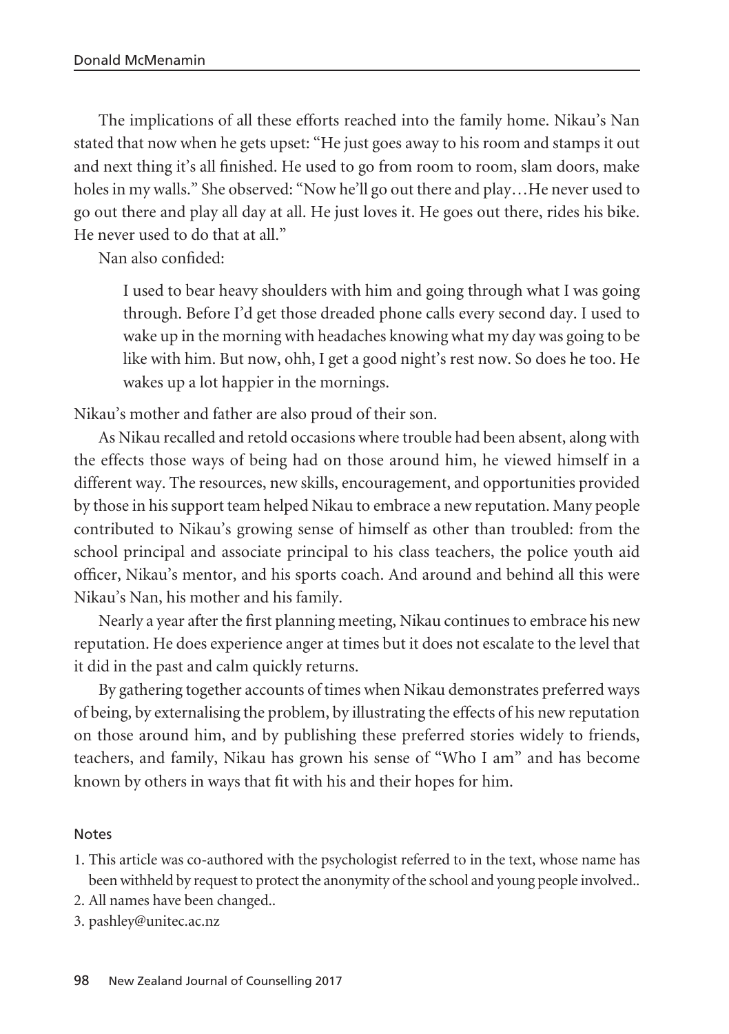The implications of all these efforts reached into the family home. Nikau's Nan stated that now when he gets upset: "He just goes away to his room and stamps it out and next thing it's all finished. He used to go from room to room, slam doors, make holes in my walls." She observed: "Now he'll go out there and play…He never used to go out there and play all day at all. He just loves it. He goes out there, rides his bike. He never used to do that at all."

Nan also confided:

> I used to bear heavy shoulders with him and going through what I was going through. Before I'd get those dreaded phone calls every second day. I used to wake up in the morning with headaches knowing what my day was going to be like with him. But now, ohh, I get a good night's rest now. So does he too. He wakes up a lot happier in the mornings.

Nikau's mother and father are also proud of their son.

As Nikau recalled and retold occasions where trouble had been absent, along with the effects those ways of being had on those around him, he viewed himself in a different way. The resources, new skills, encouragement, and opportunities provided by those in his support team helped Nikau to embrace a new reputation. Many people contributed to Nikau's growing sense of himself as other than troubled: from the school principal and associate principal to his class teachers, the police youth aid officer, Nikau's mentor, and his sports coach. And around and behind all this were Nikau's Nan, his mother and his family.

Nearly a year after the first planning meeting, Nikau continues to embrace his new reputation. He does experience anger at times but it does not escalate to the level that it did in the past and calm quickly returns.

By gathering together accounts of times when Nikau demonstrates preferred ways of being, by externalising the problem, by illustrating the effects of his new reputation on those around him, and by publishing these preferred stories widely to friends, teachers, and family, Nikau has grown his sense of "Who I am" and has become known by others in ways that fit with his and their hopes for him.

#### Notes

1. This article was co-authored with the psychologist referred to in the text, whose name has been withheld by request to protect the anonymity of the school and young people involved..
2. All names have been changed..
3. pashley@unitec.ac.nz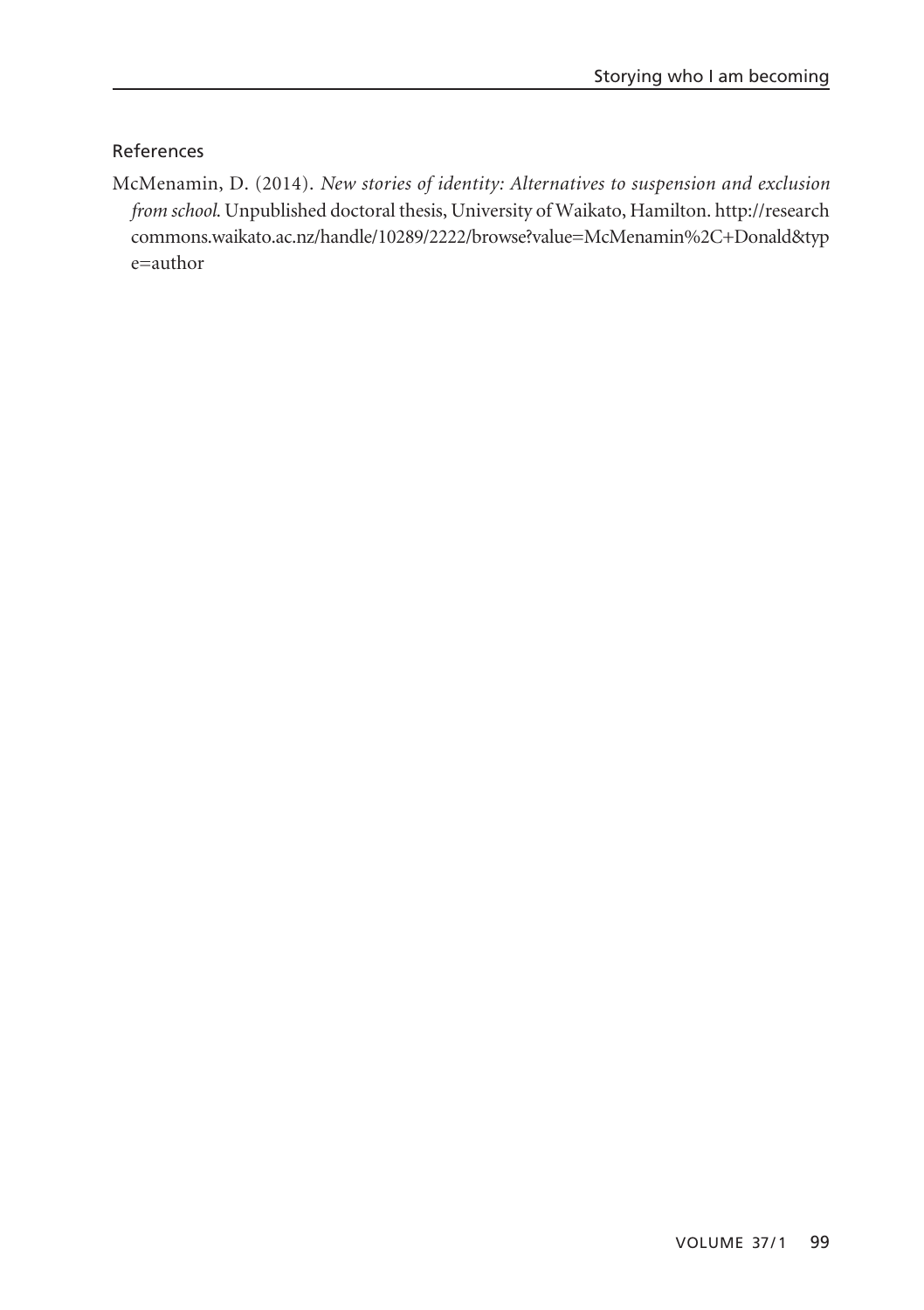## References

McMenamin, D. (2014). *New stories of identity: Alternatives to suspension and exclusion from school*. Unpublished doctoral thesis, University of Waikato, Hamilton. http://researchcommons.waikato.ac.nz/handle/10289/2222/browse?value=McMenamin%2C+Donald&type=author